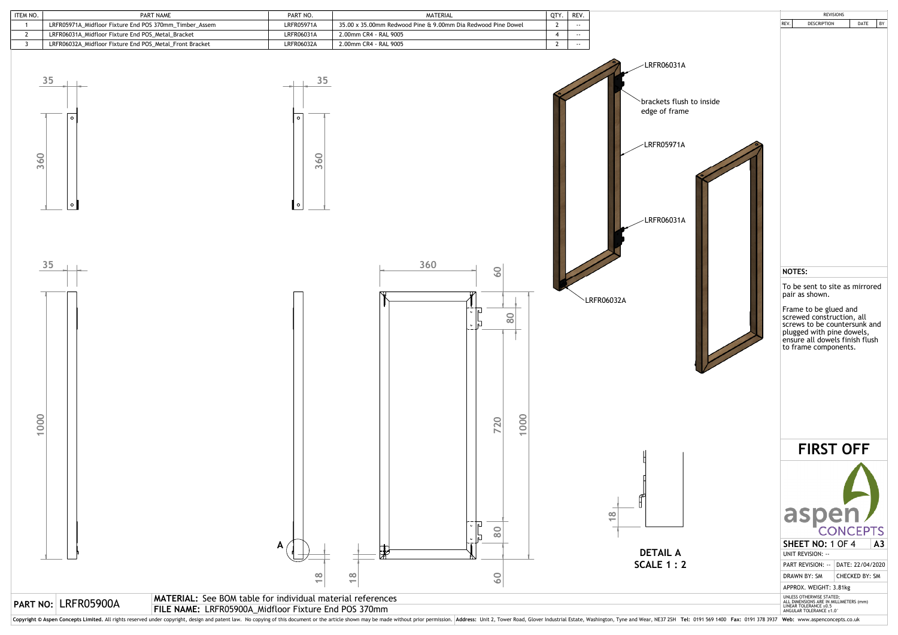| ITEM NO. | PART NAME | PART NO. | MATERIAL | QTY. | REV. |
|---|---|---|---|---|---|
| 1 | LRFR05971A_Midfloor Fixture End POS 370mm_Timber_Assem | LRFR05971A | 35.00 x 35.00mm Redwood Pine & 9.00mm Dia Redwood Pine Dowel | 2 | -- |
| 2 | LRFR06031A_Midfloor Fixture End POS_Metal_Bracket | LRFR06031A | 2.00mm CR4 - RAL 9005 | 4 | -- |
| 3 | LRFR06032A_Midfloor Fixture End POS_Metal_Front Bracket | LRFR06032A | 2.00mm CR4 - RAL 9005 | 2 | -- |

| REVISIONS | | | |
|---|---|---|---|
| REV. | DESCRIPTION | DATE | BY |

35
360
35
360
35
1000
360
60
80
720
1000
80
60
18
18
A

LRFR06031A

brackets flush to inside edge of frame

LRFR05971A

LRFR06031A

LRFR06032A

18

DETAIL A
SCALE 1 : 2

**NOTES:**

To be sent to site as mirrored pair as shown.

Frame to be glued and screwed construction, all screws to be countersunk and plugged with pine dowels, ensure all dowels finish flush to frame components.

# FIRST OFF

aspen CONCEPTS

**SHEET NO:** 1 OF 4 | **A3**

UNIT REVISION: --

PART REVISION: -- | DATE: 22/04/2020

DRAWN BY: SM | CHECKED BY: SM

APPROX. WEIGHT: 3.81kg

UNLESS OTHERWISE STATED:
ALL DIMENSIONS ARE IN MILLIMETERS (mm)
LINEAR TOLERANCE ±0.5
ANGULAR TOLERANCE ±1.0°

**PART NO:** LRFR05900A

**MATERIAL:** See BOM table for individual material references

**FILE NAME:** LRFR05900A_Midfloor Fixture End POS 370mm

Copyright © Aspen Concepts Limited. All rights reserved under copyright, design and patent law. No copying of this document or the article shown may be made without prior permission. Address: Unit 2, Tower Road, Glover Industrial Estate, Washington, Tyne and Wear, NE37 2SH Tel: 0191 569 1400 Fax: 0191 378 3937 Web: www.aspenconcepts.co.uk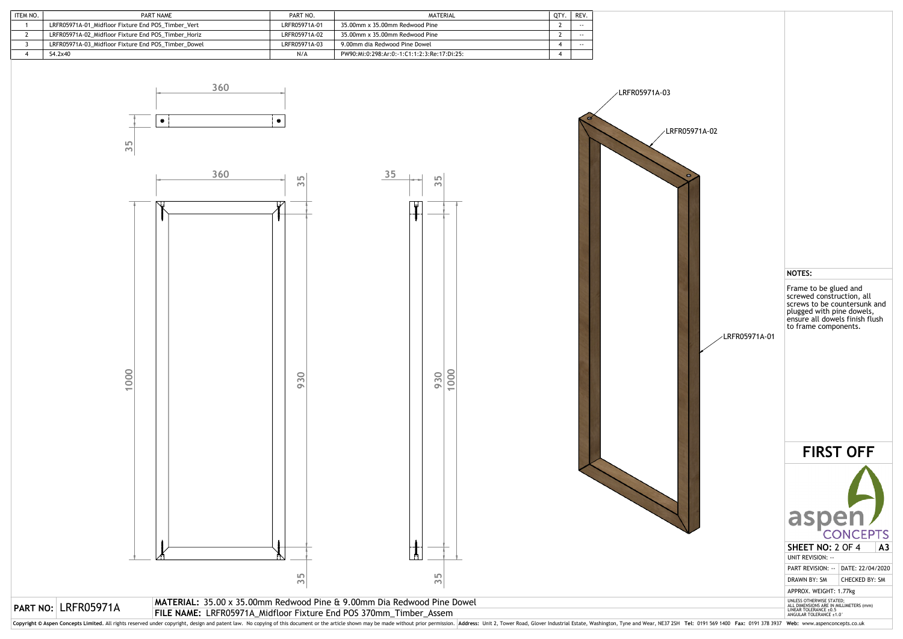| ITEM NO. | PART NAME | PART NO. | MATERIAL | QTY. | REV. |
|---|---|---|---|---|---|
| 1 | LRFR05971A-01_Midfloor Fixture End POS_Timber_Vert | LRFR05971A-01 | 35.00mm x 35.00mm Redwood Pine | 2 | -- |
| 2 | LRFR05971A-02_Midfloor Fixture End POS_Timber_Horiz | LRFR05971A-02 | 35.00mm x 35.00mm Redwood Pine | 2 | -- |
| 3 | LRFR05971A-03_Midfloor Fixture End POS_Timber_Dowel | LRFR05971A-03 | 9.00mm dia Redwood Pine Dowel | 4 | -- |
| 4 | S4.2x40 | N/A | PW90:Mi:0:298:Ar:0:-1:C1:1:2:3:Re:17:Di:25: | 4 | |

360

35

360

35

35

35

1000

930

930

1000

35

35

LRFR05971A-03

LRFR05971A-02

LRFR05971A-01

**NOTES:**

Frame to be glued and screwed construction, all screws to be countersunk and plugged with pine dowels, ensure all dowels finish flush to frame components.

# FIRST OFF

aspen CONCEPTS

**SHEET NO:** 2 OF 4 | **A3**

UNIT REVISION: --

PART REVISION: -- | DATE: 22/04/2020

DRAWN BY: SM | CHECKED BY: SM

APPROX. WEIGHT: 1.77kg

UNLESS OTHERWISE STATED:
ALL DIMENSIONS ARE IN MILLIMETERS (mm)
LINEAR TOLERANCE ±0.5
ANGULAR TOLERANCE ±1.0°

**PART NO:** LRFR05971A

**MATERIAL:** 35.00 x 35.00mm Redwood Pine & 9.00mm Dia Redwood Pine Dowel

**FILE NAME:** LRFR05971A_Midfloor Fixture End POS 370mm_Timber_Assem

**Copyright © Aspen Concepts Limited.** All rights reserved under copyright, design and patent law. No copying of this document or the article shown may be made without prior permission. **Address:** Unit 2, Tower Road, Glover Industrial Estate, Washington, Tyne and Wear, NE37 2SH **Tel:** 0191 569 1400 **Fax:** 0191 378 3937 **Web:** www.aspenconcepts.co.uk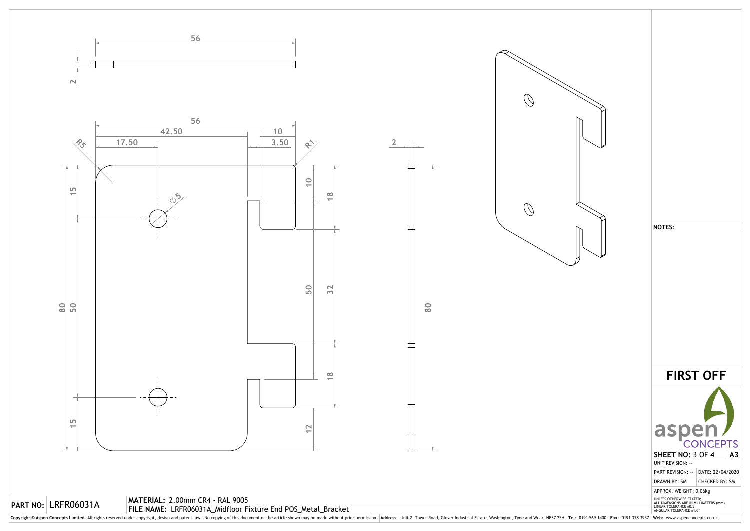56

2

56

42.50

10

17.50

3.50

R5

R1

2

15

⌀5

10

18

50

32

80

50

80

18

15

12

**NOTES:**

# FIRST OFF

aspen CONCEPTS

| | |
|---|---|
| **SHEET NO:** 3 OF 4 | **A3** |
| UNIT REVISION: -- | |
| PART REVISION: -- | DATE: 22/04/2020 |
| DRAWN BY: SM | CHECKED BY: SM |
| APPROX. WEIGHT: 0.06kg | |

UNLESS OTHERWISE STATED:
ALL DIMENSIONS ARE IN MILLIMETERS (mm)
LINEAR TOLERANCE ±0.5
ANGULAR TOLERANCE ±1.0°

**PART NO:** LRFR06031A

**MATERIAL:** 2.00mm CR4 - RAL 9005

**FILE NAME:** LRFR06031A_Midfloor Fixture End POS_Metal_Bracket

**Copyright © Aspen Concepts Limited.** All rights reserved under copyright, design and patent law. No copying of this document or the article shown may be made without prior permission. **Address:** Unit 2, Tower Road, Glover Industrial Estate, Washington, Tyne and Wear, NE37 2SH **Tel:** 0191 569 1400 **Fax:** 0191 378 3937 **Web:** www.aspenconcepts.co.uk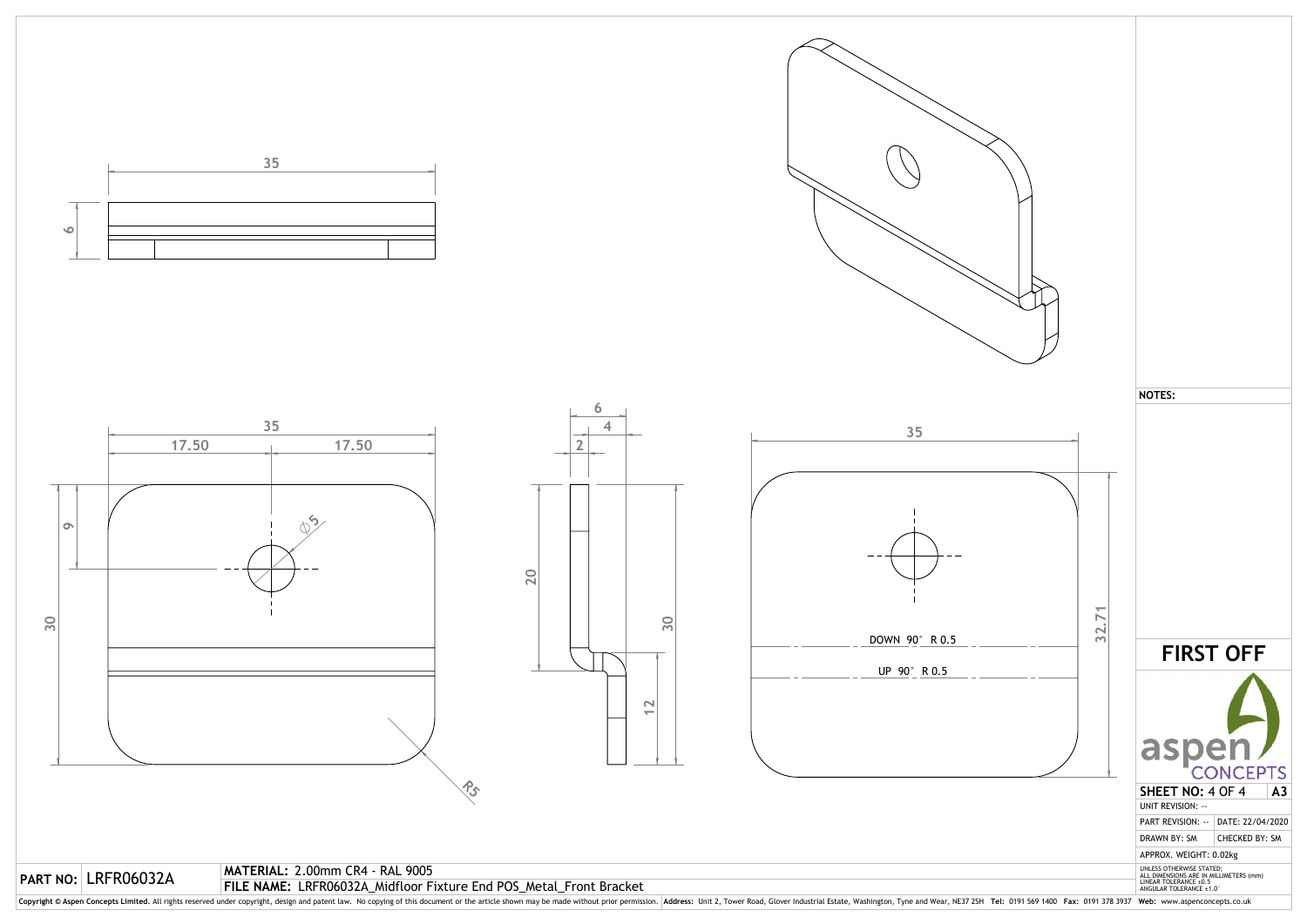35

6

35

17.50

17.50

⌀5

9

30

R5

6

4

2

20

30

12

35

DOWN 90° R 0.5

UP 90° R 0.5

32.71

NOTES:

# FIRST OFF

aspen CONCEPTS

**SHEET NO:** 4 OF 4 | **A3**

UNIT REVISION: --

PART REVISION: -- | DATE: 22/04/2020

DRAWN BY: SM | CHECKED BY: SM

APPROX. WEIGHT: 0.02kg

UNLESS OTHERWISE STATED:
ALL DIMENSIONS ARE IN MILLIMETERS (mm)
LINEAR TOLERANCE ±0.5
ANGULAR TOLERANCE ±1.0°

**PART NO:** LRFR06032A

**MATERIAL:** 2.00mm CR4 - RAL 9005

**FILE NAME:** LRFR06032A_Midfloor Fixture End POS_Metal_Front Bracket

**Copyright © Aspen Concepts Limited.** All rights reserved under copyright, design and patent law. No copying of this document or the article shown may be made without prior permission. **Address:** Unit 2, Tower Road, Glover Industrial Estate, Washington, Tyne and Wear, NE37 2SH **Tel:** 0191 569 1400 **Fax:** 0191 378 3937 **Web:** www.aspenconcepts.co.uk